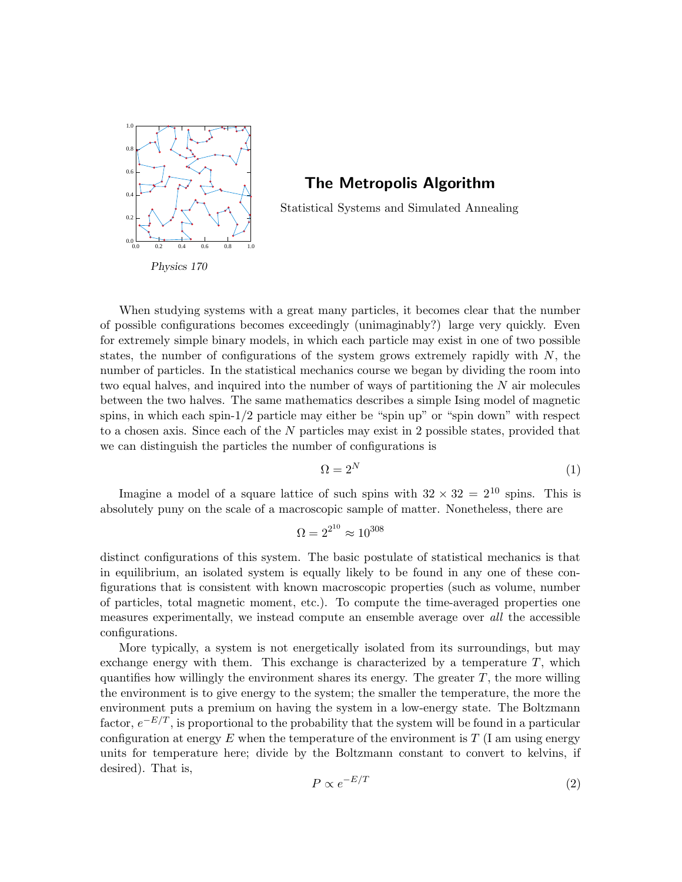# The Metropolis Algorithm

Statistical Systems and Simulated Annealing

*Physics 170*

When studying systems with a great many particles, it becomes clear that the number of possible configurations becomes exceedingly (unimaginably?) large very quickly. Even for extremely simple binary models, in which each particle may exist in one of two possible states, the number of configurations of the system grows extremely rapidly with $N$, the number of particles. In the statistical mechanics course we began by dividing the room into two equal halves, and inquired into the number of ways of partitioning the $N$ air molecules between the two halves. The same mathematics describes a simple Ising model of magnetic spins, in which each spin-1/2 particle may either be "spin up" or "spin down" with respect to a chosen axis. Since each of the $N$ particles may exist in 2 possible states, provided that we can distinguish the particles the number of configurations is

$$\Omega = 2^N \tag{1}$$

Imagine a model of a square lattice of such spins with $32 \times 32 = 2^{10}$ spins. This is absolutely puny on the scale of a macroscopic sample of matter. Nonetheless, there are

$$\Omega = 2^{2^{10}} \approx 10^{308}$$

distinct configurations of this system. The basic postulate of statistical mechanics is that in equilibrium, an isolated system is equally likely to be found in any one of these configurations that is consistent with known macroscopic properties (such as volume, number of particles, total magnetic moment, etc.). To compute the time-averaged properties one measures experimentally, we instead compute an ensemble average over *all* the accessible configurations.

More typically, a system is not energetically isolated from its surroundings, but may exchange energy with them. This exchange is characterized by a temperature $T$, which quantifies how willingly the environment shares its energy. The greater $T$, the more willing the environment is to give energy to the system; the smaller the temperature, the more the environment puts a premium on having the system in a low-energy state. The Boltzmann factor, $e^{-E/T}$, is proportional to the probability that the system will be found in a particular configuration at energy $E$ when the temperature of the environment is $T$ (I am using energy units for temperature here; divide by the Boltzmann constant to convert to kelvins, if desired). That is,

$$P \propto e^{-E/T} \tag{2}$$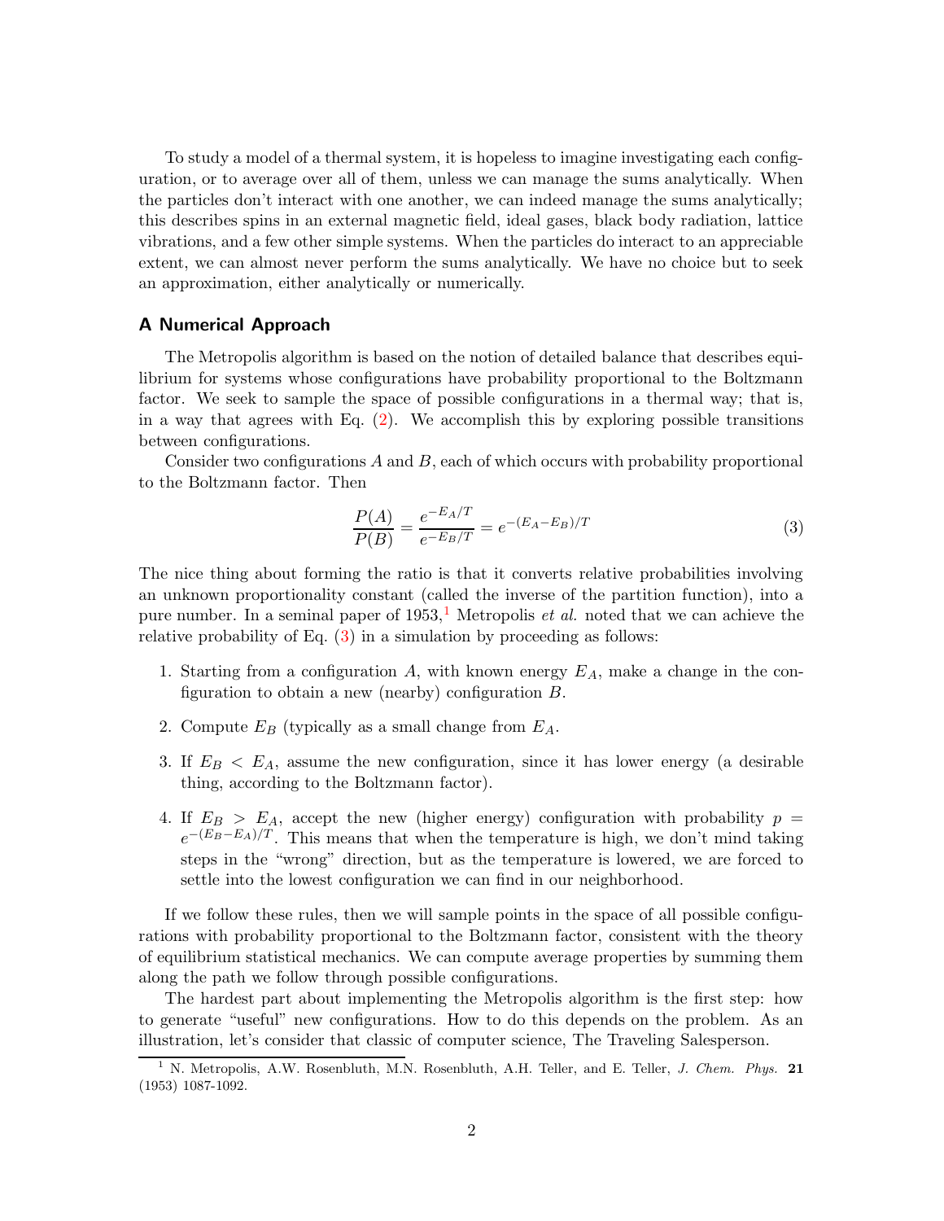To study a model of a thermal system, it is hopeless to imagine investigating each configuration, or to average over all of them, unless we can manage the sums analytically. When the particles don't interact with one another, we can indeed manage the sums analytically; this describes spins in an external magnetic field, ideal gases, black body radiation, lattice vibrations, and a few other simple systems. When the particles do interact to an appreciable extent, we can almost never perform the sums analytically. We have no choice but to seek an approximation, either analytically or numerically.

### A Numerical Approach

The Metropolis algorithm is based on the notion of detailed balance that describes equilibrium for systems whose configurations have probability proportional to the Boltzmann factor. We seek to sample the space of possible configurations in a thermal way; that is, in a way that agrees with Eq. (2). We accomplish this by exploring possible transitions between configurations.

Consider two configurations $A$ and $B$, each of which occurs with probability proportional to the Boltzmann factor. Then

$$\frac{P(A)}{P(B)} = \frac{e^{-E_A/T}}{e^{-E_B/T}} = e^{-(E_A - E_B)/T} \tag{3}$$

The nice thing about forming the ratio is that it converts relative probabilities involving an unknown proportionality constant (called the inverse of the partition function), into a pure number. In a seminal paper of 1953,[1] Metropolis *et al.* noted that we can achieve the relative probability of Eq. (3) in a simulation by proceeding as follows:

1. Starting from a configuration $A$, with known energy $E_A$, make a change in the configuration to obtain a new (nearby) configuration $B$.
2. Compute $E_B$ (typically as a small change from $E_A$.
3. If $E_B < E_A$, assume the new configuration, since it has lower energy (a desirable thing, according to the Boltzmann factor).
4. If $E_B > E_A$, accept the new (higher energy) configuration with probability $p = e^{-(E_B - E_A)/T}$. This means that when the temperature is high, we don't mind taking steps in the "wrong" direction, but as the temperature is lowered, we are forced to settle into the lowest configuration we can find in our neighborhood.

If we follow these rules, then we will sample points in the space of all possible configurations with probability proportional to the Boltzmann factor, consistent with the theory of equilibrium statistical mechanics. We can compute average properties by summing them along the path we follow through possible configurations.

The hardest part about implementing the Metropolis algorithm is the first step: how to generate "useful" new configurations. How to do this depends on the problem. As an illustration, let's consider that classic of computer science, The Traveling Salesperson.

[1] N. Metropolis, A.W. Rosenbluth, M.N. Rosenbluth, A.H. Teller, and E. Teller, *J. Chem. Phys.* **21** (1953) 1087-1092.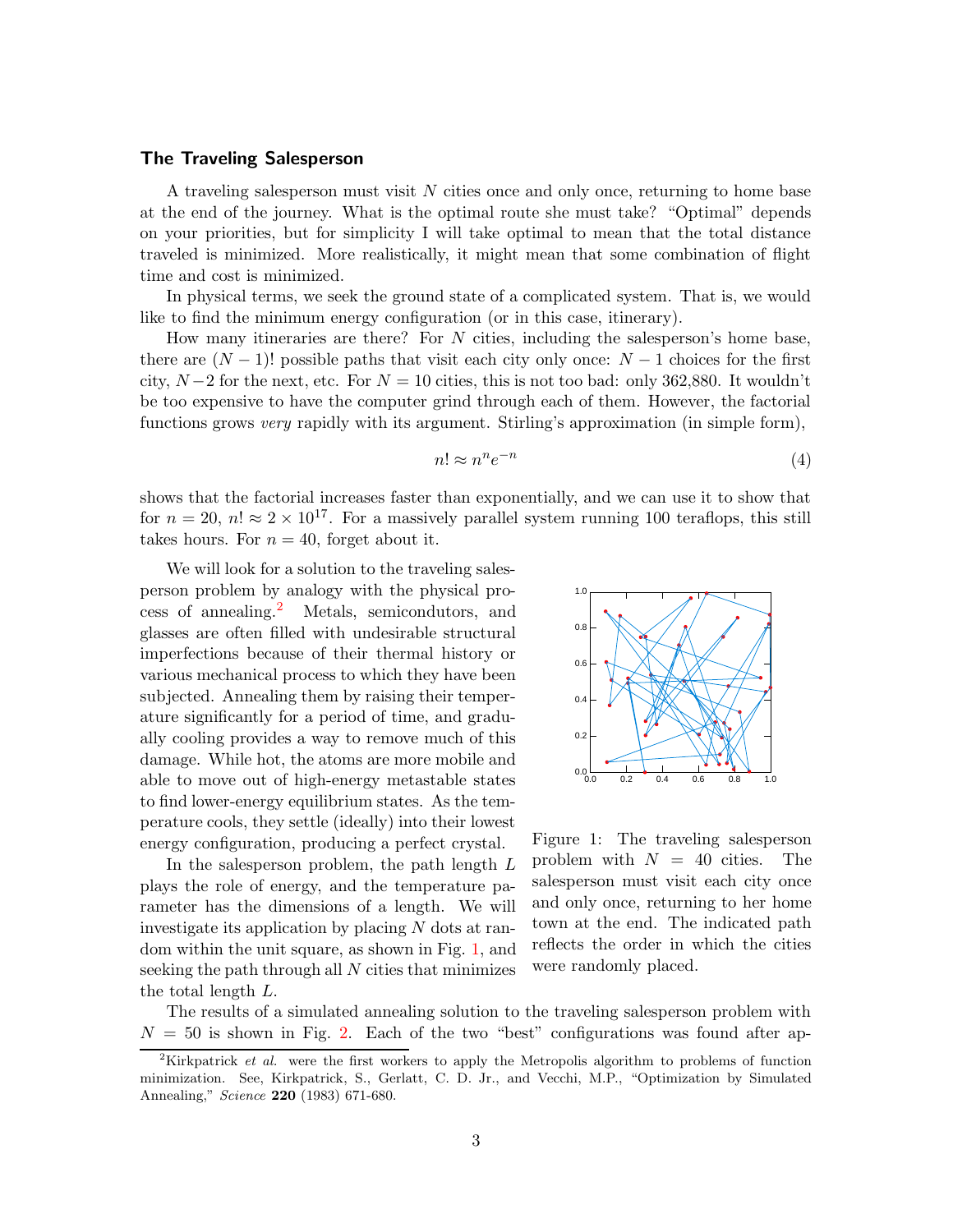### The Traveling Salesperson

A traveling salesperson must visit $N$ cities once and only once, returning to home base at the end of the journey. What is the optimal route she must take? "Optimal" depends on your priorities, but for simplicity I will take optimal to mean that the total distance traveled is minimized. More realistically, it might mean that some combination of flight time and cost is minimized.

In physical terms, we seek the ground state of a complicated system. That is, we would like to find the minimum energy configuration (or in this case, itinerary).

How many itineraries are there? For $N$ cities, including the salesperson's home base, there are $(N-1)!$ possible paths that visit each city only once: $N-1$ choices for the first city, $N-2$ for the next, etc. For $N = 10$ cities, this is not too bad: only 362,880. It wouldn't be too expensive to have the computer grind through each of them. However, the factorial functions grows *very* rapidly with its argument. Stirling's approximation (in simple form),

$$n! \approx n^n e^{-n} \tag{4}$$

shows that the factorial increases faster than exponentially, and we can use it to show that for $n = 20$, $n! \approx 2 \times 10^{17}$. For a massively parallel system running 100 teraflops, this still takes hours. For $n = 40$, forget about it.

We will look for a solution to the traveling salesperson problem by analogy with the physical process of annealing.[2] Metals, semicondutors, and glasses are often filled with undesirable structural imperfections because of their thermal history or various mechanical process to which they have been subjected. Annealing them by raising their temperature significantly for a period of time, and gradually cooling provides a way to remove much of this damage. While hot, the atoms are more mobile and able to move out of high-energy metastable states to find lower-energy equilibrium states. As the temperature cools, they settle (ideally) into their lowest energy configuration, producing a perfect crystal.

In the salesperson problem, the path length $L$ plays the role of energy, and the temperature parameter has the dimensions of a length. We will investigate its application by placing $N$ dots at random within the unit square, as shown in Fig. 1, and seeking the path through all $N$ cities that minimizes the total length $L$.

Figure 1: The traveling salesperson problem with $N = 40$ cities. The salesperson must visit each city once and only once, returning to her home town at the end. The indicated path reflects the order in which the cities were randomly placed.

The results of a simulated annealing solution to the traveling salesperson problem with $N = 50$ is shown in Fig. 2. Each of the two "best" configurations was found after ap-

[2] Kirkpatrick *et al.* were the first workers to apply the Metropolis algorithm to problems of function minimization. See, Kirkpatrick, S., Gerlatt, C. D. Jr., and Vecchi, M.P., "Optimization by Simulated Annealing," *Science* **220** (1983) 671-680.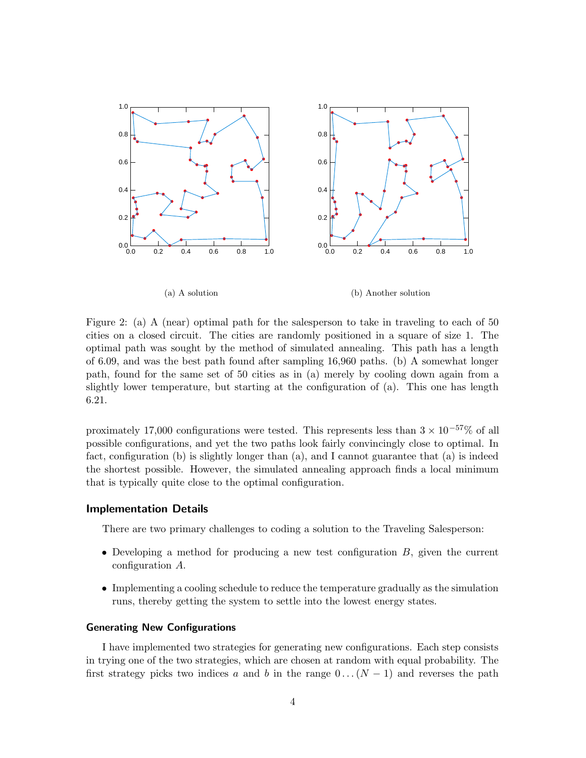(a) A solution

(b) Another solution

Figure 2: (a) A (near) optimal path for the salesperson to take in traveling to each of 50 cities on a closed circuit. The cities are randomly positioned in a square of size 1. The optimal path was sought by the method of simulated annealing. This path has a length of 6.09, and was the best path found after sampling 16,960 paths. (b) A somewhat longer path, found for the same set of 50 cities as in (a) merely by cooling down again from a slightly lower temperature, but starting at the configuration of (a). This one has length 6.21.

proximately 17,000 configurations were tested. This represents less than $3 \times 10^{-57}\%$ of all possible configurations, and yet the two paths look fairly convincingly close to optimal. In fact, configuration (b) is slightly longer than (a), and I cannot guarantee that (a) is indeed the shortest possible. However, the simulated annealing approach finds a local minimum that is typically quite close to the optimal configuration.

## Implementation Details

There are two primary challenges to coding a solution to the Traveling Salesperson:

- Developing a method for producing a new test configuration $B$, given the current configuration $A$.
- Implementing a cooling schedule to reduce the temperature gradually as the simulation runs, thereby getting the system to settle into the lowest energy states.

### Generating New Configurations

I have implemented two strategies for generating new configurations. Each step consists in trying one of the two strategies, which are chosen at random with equal probability. The first strategy picks two indices $a$ and $b$ in the range $0 \ldots (N-1)$ and reverses the path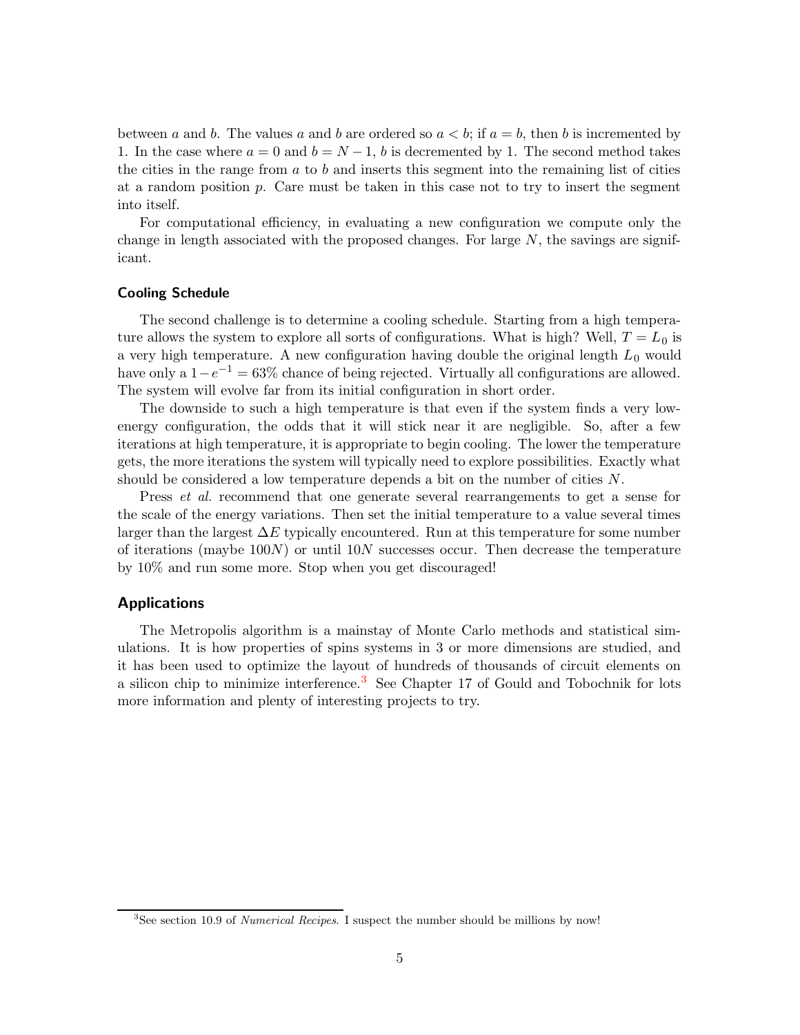between $a$ and $b$. The values $a$ and $b$ are ordered so $a < b$; if $a = b$, then $b$ is incremented by 1. In the case where $a = 0$ and $b = N - 1$, $b$ is decremented by 1. The second method takes the cities in the range from $a$ to $b$ and inserts this segment into the remaining list of cities at a random position $p$. Care must be taken in this case not to try to insert the segment into itself.

For computational efficiency, in evaluating a new configuration we compute only the change in length associated with the proposed changes. For large $N$, the savings are significant.

### Cooling Schedule

The second challenge is to determine a cooling schedule. Starting from a high temperature allows the system to explore all sorts of configurations. What is high? Well, $T = L_0$ is a very high temperature. A new configuration having double the original length $L_0$ would have only a $1 - e^{-1} = 63\%$ chance of being rejected. Virtually all configurations are allowed. The system will evolve far from its initial configuration in short order.

The downside to such a high temperature is that even if the system finds a very low-energy configuration, the odds that it will stick near it are negligible. So, after a few iterations at high temperature, it is appropriate to begin cooling. The lower the temperature gets, the more iterations the system will typically need to explore possibilities. Exactly what should be considered a low temperature depends a bit on the number of cities $N$.

Press *et al.* recommend that one generate several rearrangements to get a sense for the scale of the energy variations. Then set the initial temperature to a value several times larger than the largest $\Delta E$ typically encountered. Run at this temperature for some number of iterations (maybe $100N$) or until $10N$ successes occur. Then decrease the temperature by 10% and run some more. Stop when you get discouraged!

## Applications

The Metropolis algorithm is a mainstay of Monte Carlo methods and statistical simulations. It is how properties of spins systems in 3 or more dimensions are studied, and it has been used to optimize the layout of hundreds of thousands of circuit elements on a silicon chip to minimize interference.[3] See Chapter 17 of Gould and Tobochnik for lots more information and plenty of interesting projects to try.

[3] See section 10.9 of *Numerical Recipes*. I suspect the number should be millions by now!